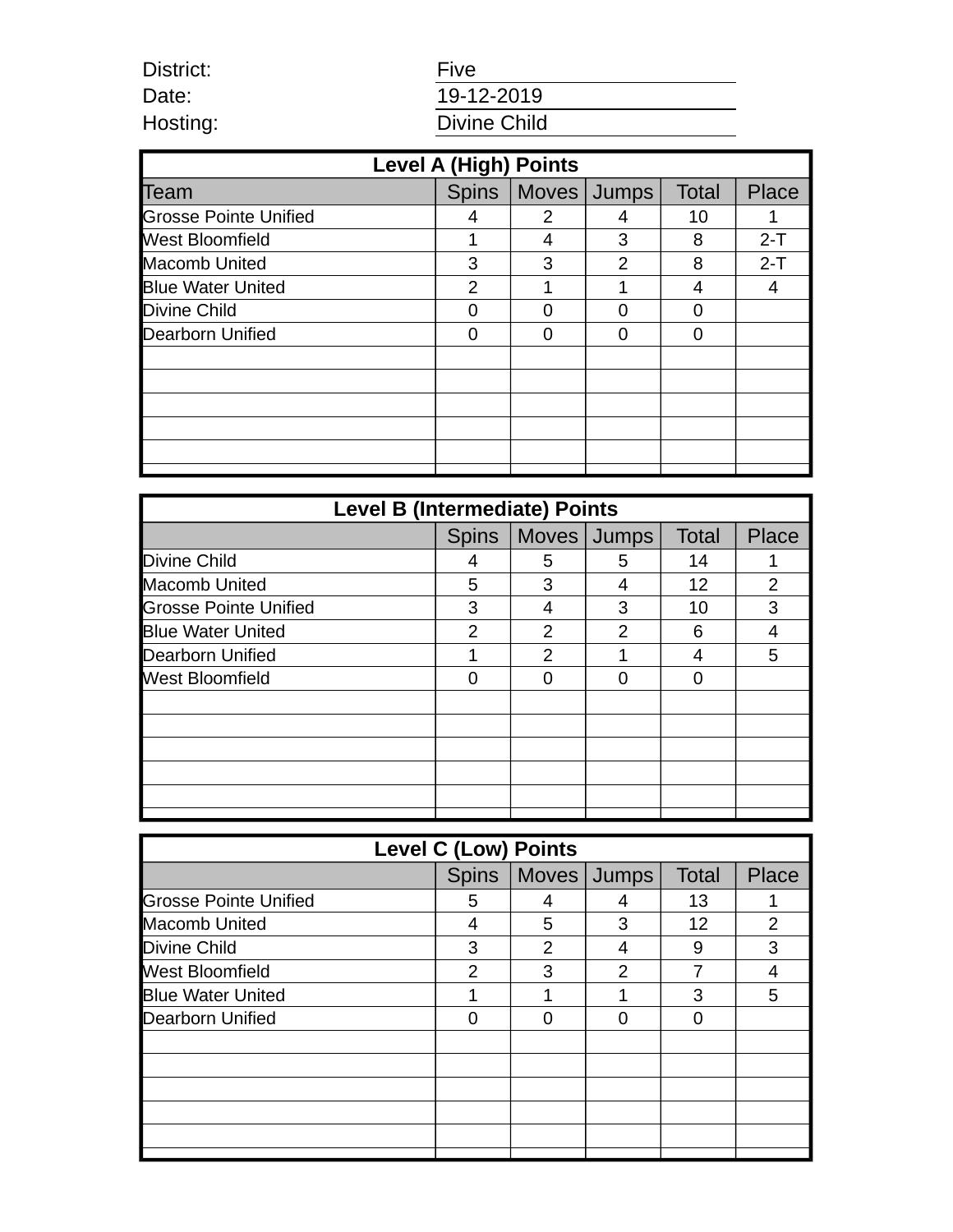District: Five

Date: 19-12-2019

Hosting: Divine Child

| Level A (High) Points | | | | | |
|---|---|---|---|---|---|
| Team | Spins | Moves | Jumps | Total | Place |
| Grosse Pointe Unified | 4 | 2 | 4 | 10 | 1 |
| West Bloomfield | 1 | 4 | 3 | 8 | 2-T |
| Macomb United | 3 | 3 | 2 | 8 | 2-T |
| Blue Water United | 2 | 1 | 1 | 4 | 4 |
| Divine Child | 0 | 0 | 0 | 0 | |
| Dearborn Unified | 0 | 0 | 0 | 0 | |

| Level B (Intermediate) Points | | | | | |
|---|---|---|---|---|---|
| | Spins | Moves | Jumps | Total | Place |
| Divine Child | 4 | 5 | 5 | 14 | 1 |
| Macomb United | 5 | 3 | 4 | 12 | 2 |
| Grosse Pointe Unified | 3 | 4 | 3 | 10 | 3 |
| Blue Water United | 2 | 2 | 2 | 6 | 4 |
| Dearborn Unified | 1 | 2 | 1 | 4 | 5 |
| West Bloomfield | 0 | 0 | 0 | 0 | |

| Level C (Low) Points | | | | | |
|---|---|---|---|---|---|
| | Spins | Moves | Jumps | Total | Place |
| Grosse Pointe Unified | 5 | 4 | 4 | 13 | 1 |
| Macomb United | 4 | 5 | 3 | 12 | 2 |
| Divine Child | 3 | 2 | 4 | 9 | 3 |
| West Bloomfield | 2 | 3 | 2 | 7 | 4 |
| Blue Water United | 1 | 1 | 1 | 3 | 5 |
| Dearborn Unified | 0 | 0 | 0 | 0 | |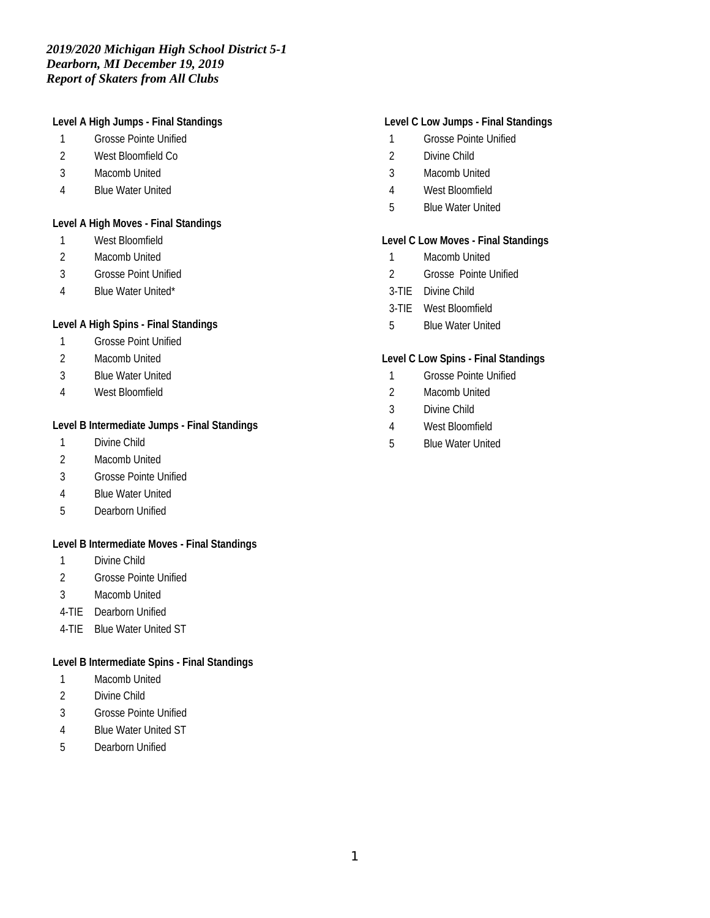*2019/2020 Michigan High School District 5-1*
*Dearborn, MI December 19, 2019*
*Report of Skaters from All Clubs*

**Level A High Jumps - Final Standings**

| | |
|---|---|
| 1 | Grosse Pointe Unified |
| 2 | West Bloomfield Co |
| 3 | Macomb United |
| 4 | Blue Water United |

**Level A High Moves - Final Standings**

| | |
|---|---|
| 1 | West Bloomfield |
| 2 | Macomb United |
| 3 | Grosse Point Unified |
| 4 | Blue Water United* |

**Level A High Spins - Final Standings**

| | |
|---|---|
| 1 | Grosse Point Unified |
| 2 | Macomb United |
| 3 | Blue Water United |
| 4 | West Bloomfield |

**Level B Intermediate Jumps - Final Standings**

| | |
|---|---|
| 1 | Divine Child |
| 2 | Macomb United |
| 3 | Grosse Pointe Unified |
| 4 | Blue Water United |
| 5 | Dearborn Unified |

**Level B Intermediate Moves - Final Standings**

| | |
|---|---|
| 1 | Divine Child |
| 2 | Grosse Pointe Unified |
| 3 | Macomb United |
| 4-TIE | Dearborn Unified |
| 4-TIE | Blue Water United ST |

**Level B Intermediate Spins - Final Standings**

| | |
|---|---|
| 1 | Macomb United |
| 2 | Divine Child |
| 3 | Grosse Pointe Unified |
| 4 | Blue Water United ST |
| 5 | Dearborn Unified |

**Level C Low Jumps - Final Standings**

| | |
|---|---|
| 1 | Grosse Pointe Unified |
| 2 | Divine Child |
| 3 | Macomb United |
| 4 | West Bloomfield |
| 5 | Blue Water United |

**Level C Low Moves - Final Standings**

| | |
|---|---|
| 1 | Macomb United |
| 2 | Grosse  Pointe Unified |
| 3-TIE | Divine Child |
| 3-TIE | West Bloomfield |
| 5 | Blue Water United |

**Level C Low Spins - Final Standings**

| | |
|---|---|
| 1 | Grosse Pointe Unified |
| 2 | Macomb United |
| 3 | Divine Child |
| 4 | West Bloomfield |
| 5 | Blue Water United |